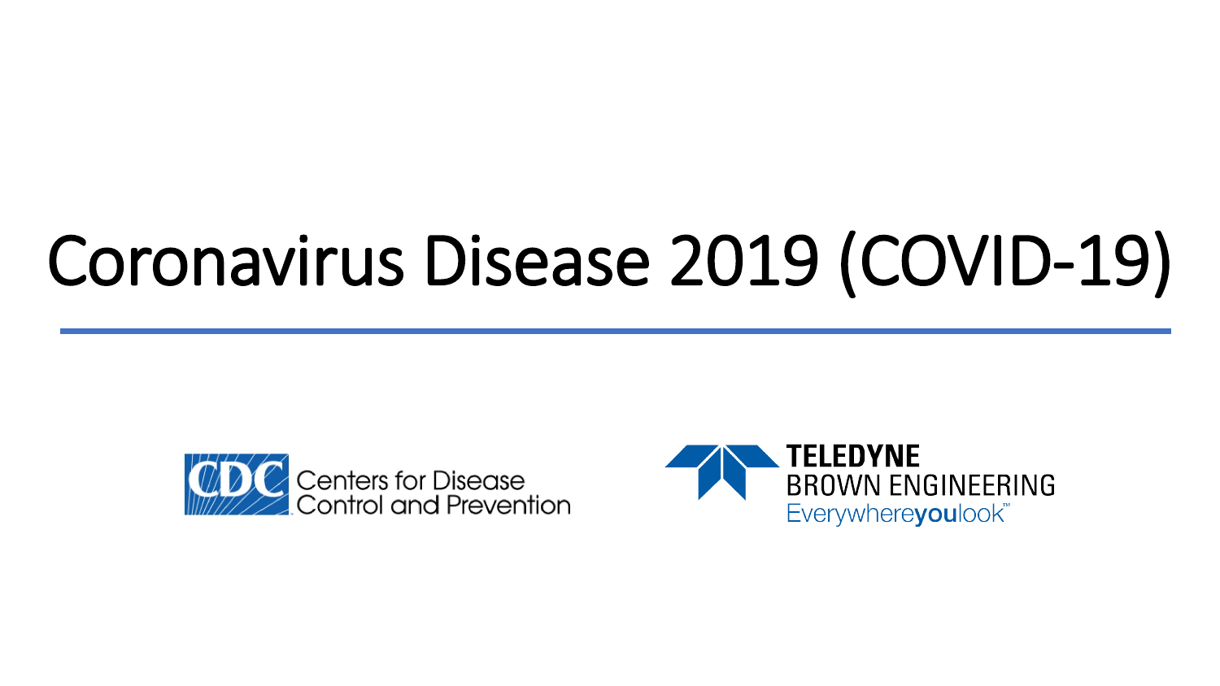# Coronavirus Disease 2019 (COVID-19)

Centers for Disease Control and Prevention

TELEDYNE BROWN ENGINEERING

Everywhereyoulook™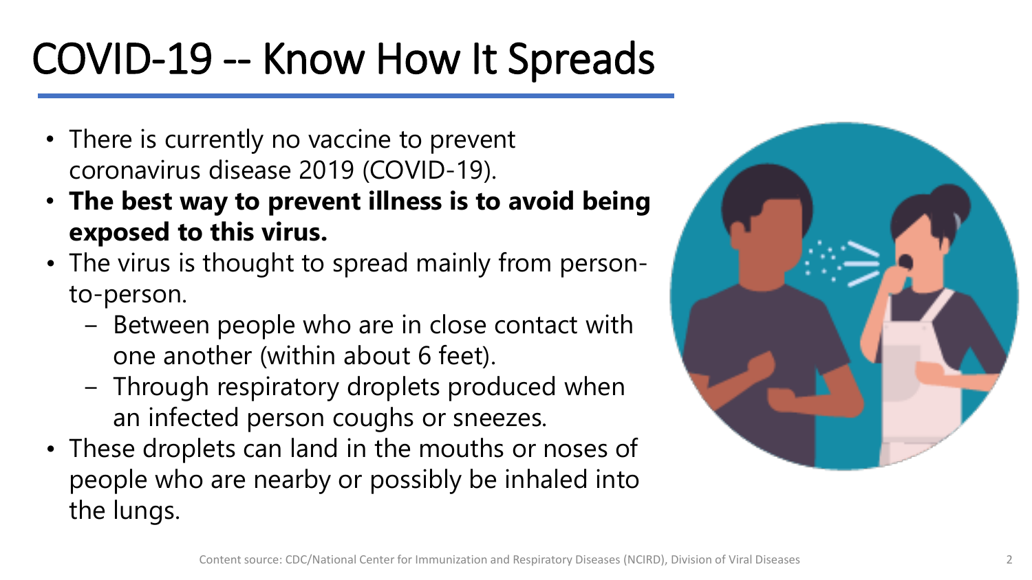# COVID-19 -- Know How It Spreads

- There is currently no vaccine to prevent coronavirus disease 2019 (COVID-19).
- **The best way to prevent illness is to avoid being exposed to this virus.**
- The virus is thought to spread mainly from person-to-person.
  - Between people who are in close contact with one another (within about 6 feet).
  - Through respiratory droplets produced when an infected person coughs or sneezes.
- These droplets can land in the mouths or noses of people who are nearby or possibly be inhaled into the lungs.

Content source: CDC/National Center for Immunization and Respiratory Diseases (NCIRD), Division of Viral Diseases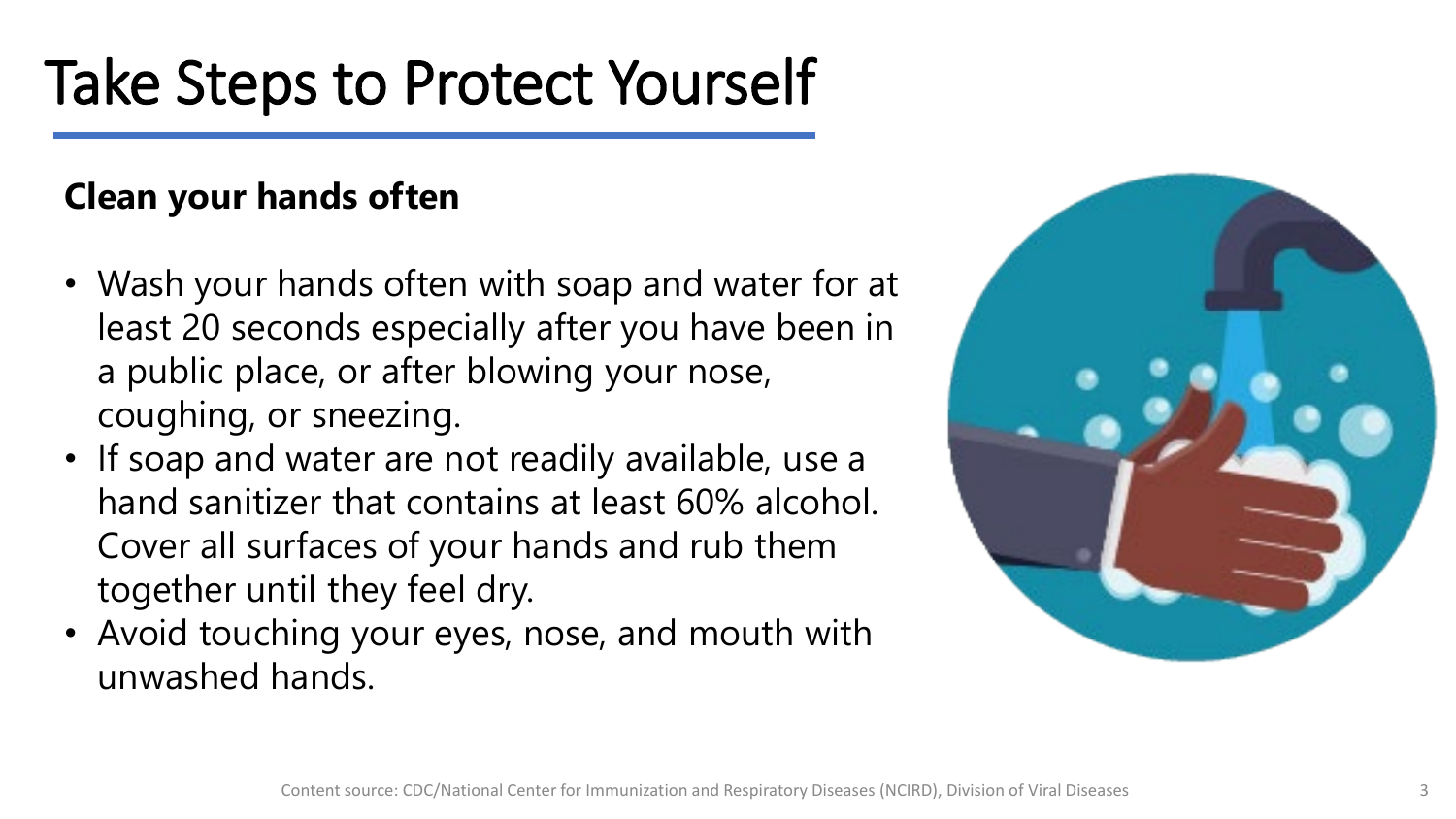# Take Steps to Protect Yourself

**Clean your hands often**

- Wash your hands often with soap and water for at least 20 seconds especially after you have been in a public place, or after blowing your nose, coughing, or sneezing.
- If soap and water are not readily available, use a hand sanitizer that contains at least 60% alcohol. Cover all surfaces of your hands and rub them together until they feel dry.
- Avoid touching your eyes, nose, and mouth with unwashed hands.

Content source: CDC/National Center for Immunization and Respiratory Diseases (NCIRD), Division of Viral Diseases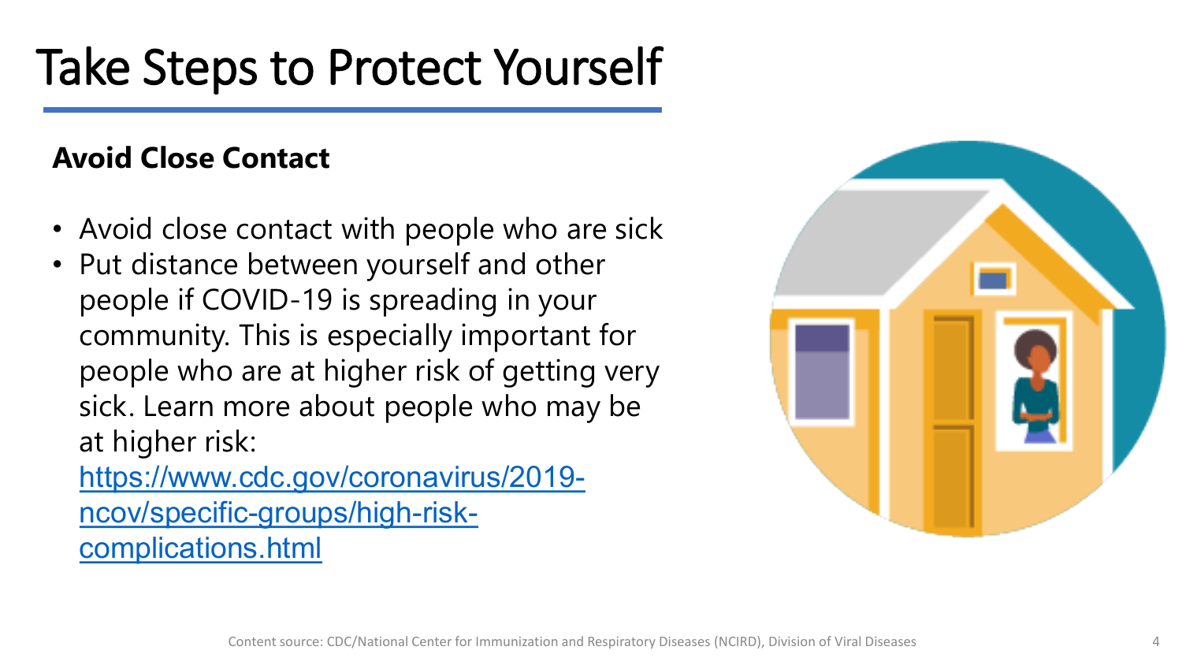# Take Steps to Protect Yourself

**Avoid Close Contact**

- Avoid close contact with people who are sick
- Put distance between yourself and other people if COVID-19 is spreading in your community. This is especially important for people who are at higher risk of getting very sick. Learn more about people who may be at higher risk: https://www.cdc.gov/coronavirus/2019-ncov/specific-groups/high-risk-complications.html

Content source: CDC/National Center for Immunization and Respiratory Diseases (NCIRD), Division of Viral Diseases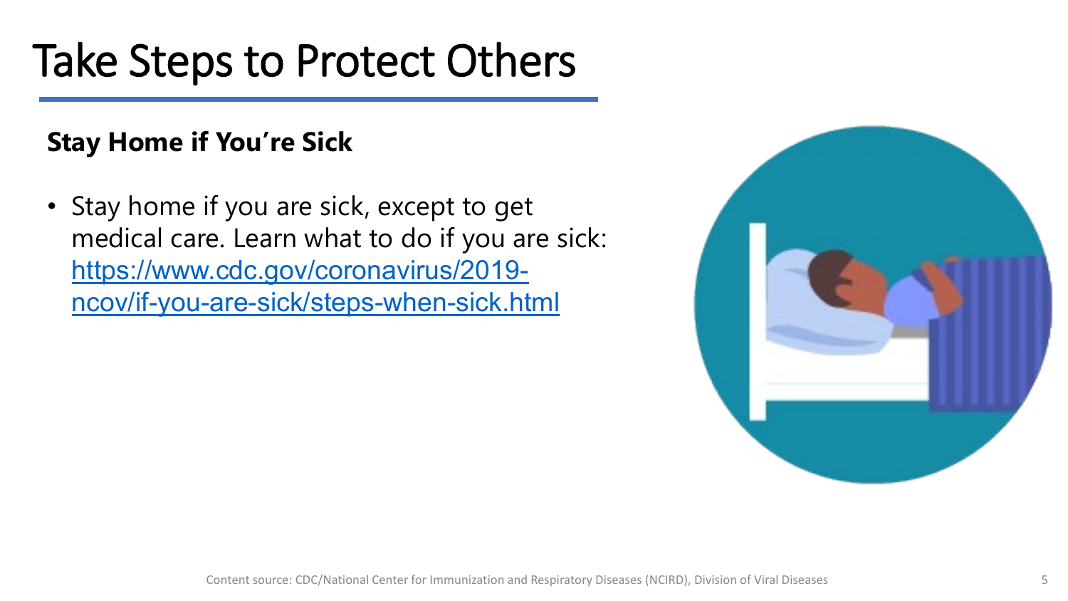# Take Steps to Protect Others

## Stay Home if You're Sick

- Stay home if you are sick, except to get medical care. Learn what to do if you are sick: https://www.cdc.gov/coronavirus/2019-ncov/if-you-are-sick/steps-when-sick.html

Content source: CDC/National Center for Immunization and Respiratory Diseases (NCIRD), Division of Viral Diseases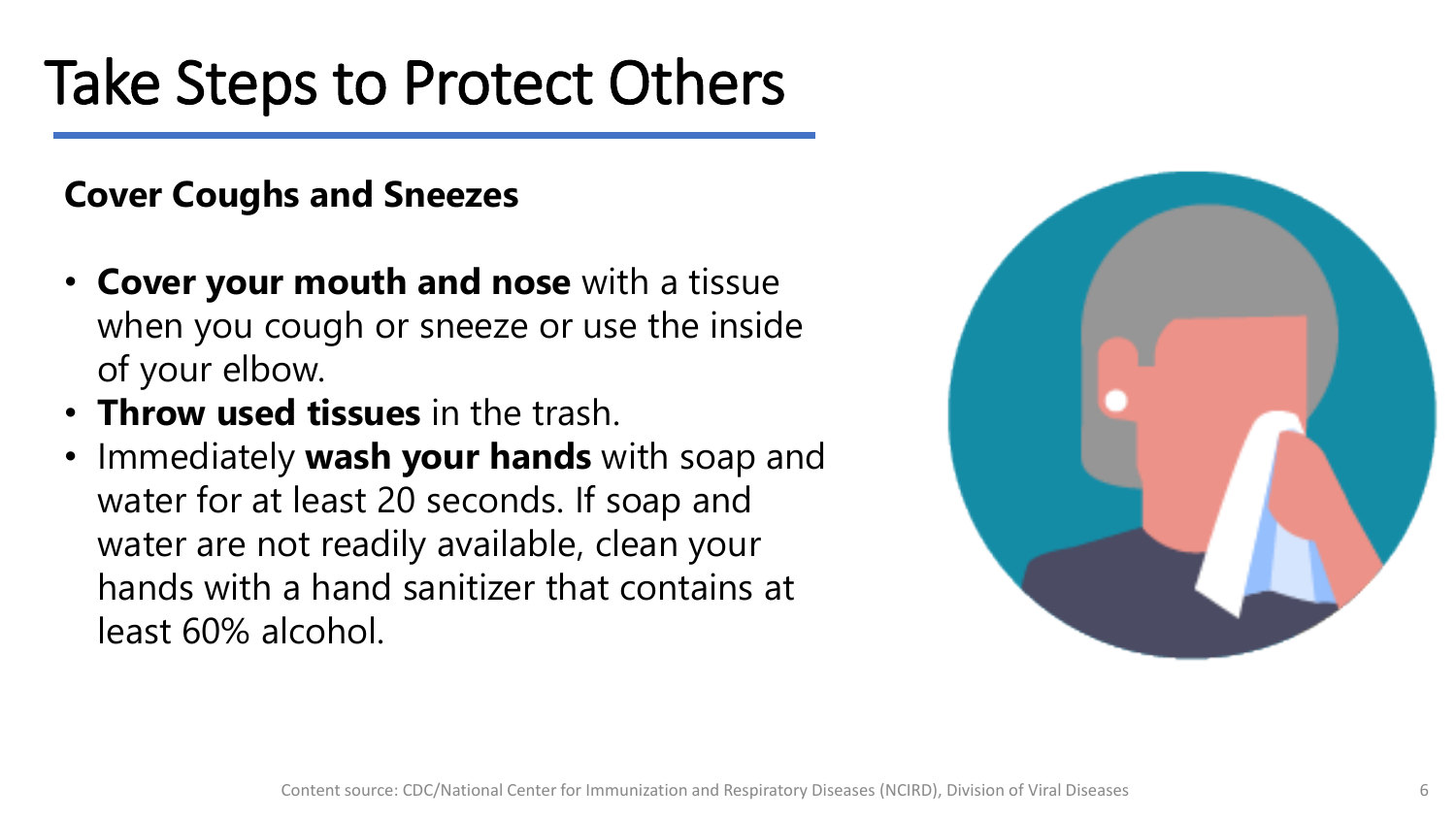# Take Steps to Protect Others

**Cover Coughs and Sneezes**

- **Cover your mouth and nose** with a tissue when you cough or sneeze or use the inside of your elbow.
- **Throw used tissues** in the trash.
- Immediately **wash your hands** with soap and water for at least 20 seconds. If soap and water are not readily available, clean your hands with a hand sanitizer that contains at least 60% alcohol.

Content source: CDC/National Center for Immunization and Respiratory Diseases (NCIRD), Division of Viral Diseases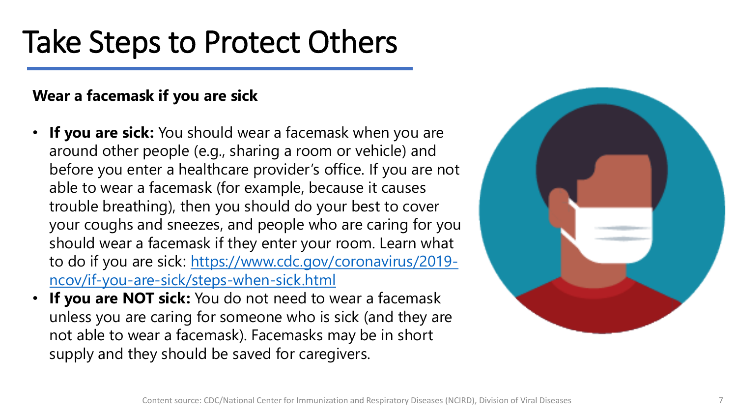# Take Steps to Protect Others

**Wear a facemask if you are sick**

- **If you are sick:** You should wear a facemask when you are around other people (e.g., sharing a room or vehicle) and before you enter a healthcare provider's office. If you are not able to wear a facemask (for example, because it causes trouble breathing), then you should do your best to cover your coughs and sneezes, and people who are caring for you should wear a facemask if they enter your room. Learn what to do if you are sick: [https://www.cdc.gov/coronavirus/2019-ncov/if-you-are-sick/steps-when-sick.html](https://www.cdc.gov/coronavirus/2019-ncov/if-you-are-sick/steps-when-sick.html)
- **If you are NOT sick:** You do not need to wear a facemask unless you are caring for someone who is sick (and they are not able to wear a facemask). Facemasks may be in short supply and they should be saved for caregivers.

Content source: CDC/National Center for Immunization and Respiratory Diseases (NCIRD), Division of Viral Diseases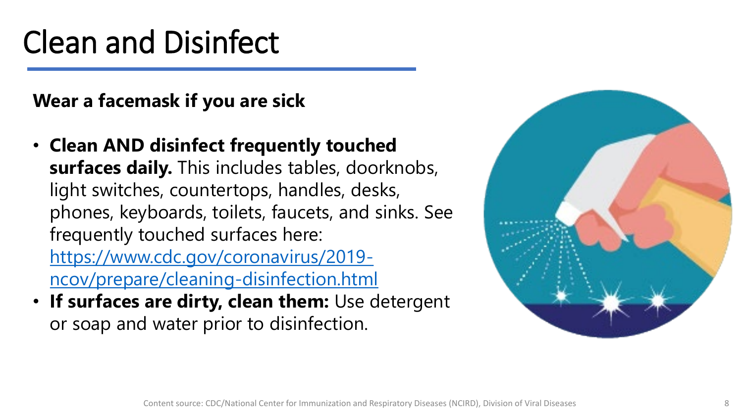# Clean and Disinfect

**Wear a facemask if you are sick**

- **Clean AND disinfect frequently touched surfaces daily.** This includes tables, doorknobs, light switches, countertops, handles, desks, phones, keyboards, toilets, faucets, and sinks. See frequently touched surfaces here: https://www.cdc.gov/coronavirus/2019-ncov/prepare/cleaning-disinfection.html
- **If surfaces are dirty, clean them:** Use detergent or soap and water prior to disinfection.

Content source: CDC/National Center for Immunization and Respiratory Diseases (NCIRD), Division of Viral Diseases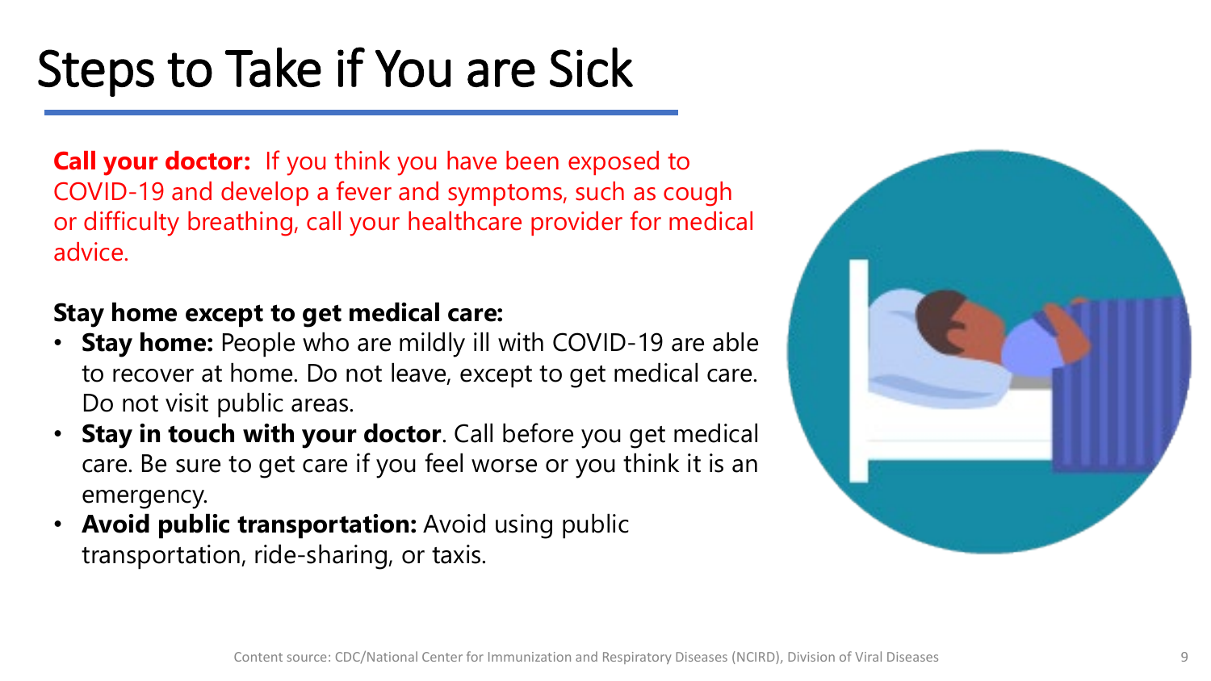# Steps to Take if You are Sick

**Call your doctor:** If you think you have been exposed to COVID-19 and develop a fever and symptoms, such as cough or difficulty breathing, call your healthcare provider for medical advice.

**Stay home except to get medical care:**

- **Stay home:** People who are mildly ill with COVID-19 are able to recover at home. Do not leave, except to get medical care. Do not visit public areas.
- **Stay in touch with your doctor**. Call before you get medical care. Be sure to get care if you feel worse or you think it is an emergency.
- **Avoid public transportation:** Avoid using public transportation, ride-sharing, or taxis.

Content source: CDC/National Center for Immunization and Respiratory Diseases (NCIRD), Division of Viral Diseases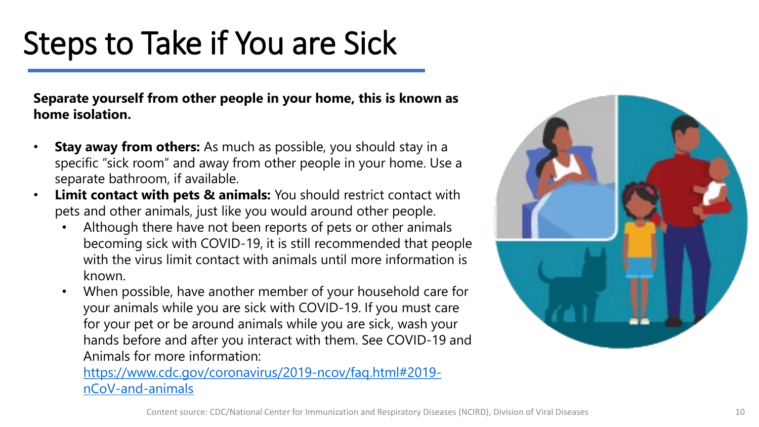# Steps to Take if You are Sick

**Separate yourself from other people in your home, this is known as home isolation.**

- **Stay away from others:** As much as possible, you should stay in a specific "sick room" and away from other people in your home. Use a separate bathroom, if available.
- **Limit contact with pets & animals:** You should restrict contact with pets and other animals, just like you would around other people.
  - Although there have not been reports of pets or other animals becoming sick with COVID-19, it is still recommended that people with the virus limit contact with animals until more information is known.
  - When possible, have another member of your household care for your animals while you are sick with COVID-19. If you must care for your pet or be around animals while you are sick, wash your hands before and after you interact with them. See COVID-19 and Animals for more information: [https://www.cdc.gov/coronavirus/2019-ncov/faq.html#2019-nCoV-and-animals](https://www.cdc.gov/coronavirus/2019-ncov/faq.html#2019-nCoV-and-animals)

Content source: CDC/National Center for Immunization and Respiratory Diseases (NCIRD), Division of Viral Diseases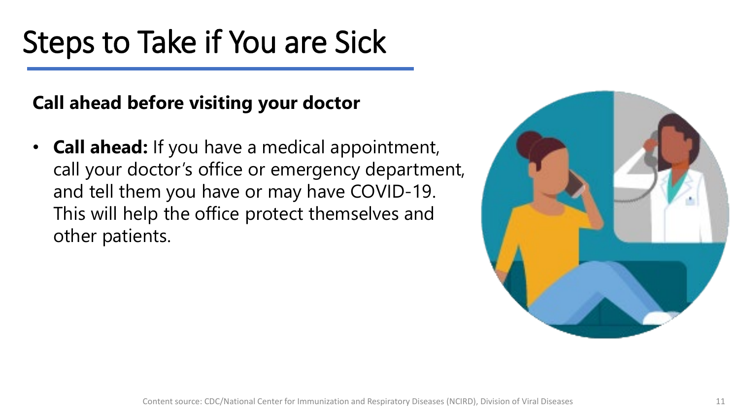# Steps to Take if You are Sick

**Call ahead before visiting your doctor**

- **Call ahead:** If you have a medical appointment, call your doctor’s office or emergency department, and tell them you have or may have COVID-19. This will help the office protect themselves and other patients.

Content source: CDC/National Center for Immunization and Respiratory Diseases (NCIRD), Division of Viral Diseases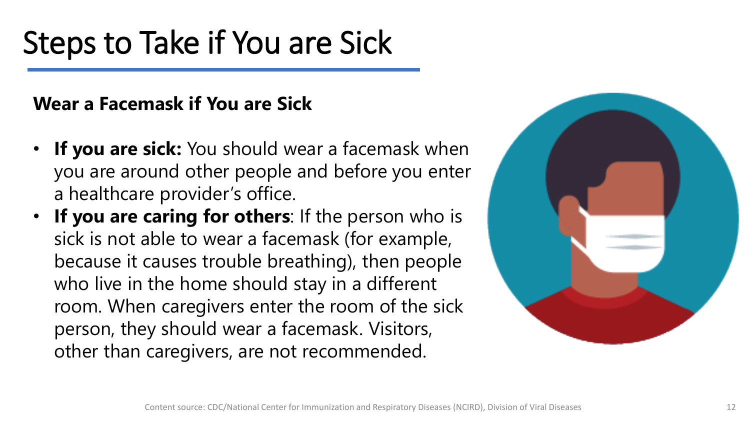# Steps to Take if You are Sick

**Wear a Facemask if You are Sick**

- **If you are sick:** You should wear a facemask when you are around other people and before you enter a healthcare provider's office.
- **If you are caring for others**: If the person who is sick is not able to wear a facemask (for example, because it causes trouble breathing), then people who live in the home should stay in a different room. When caregivers enter the room of the sick person, they should wear a facemask. Visitors, other than caregivers, are not recommended.

Content source: CDC/National Center for Immunization and Respiratory Diseases (NCIRD), Division of Viral Diseases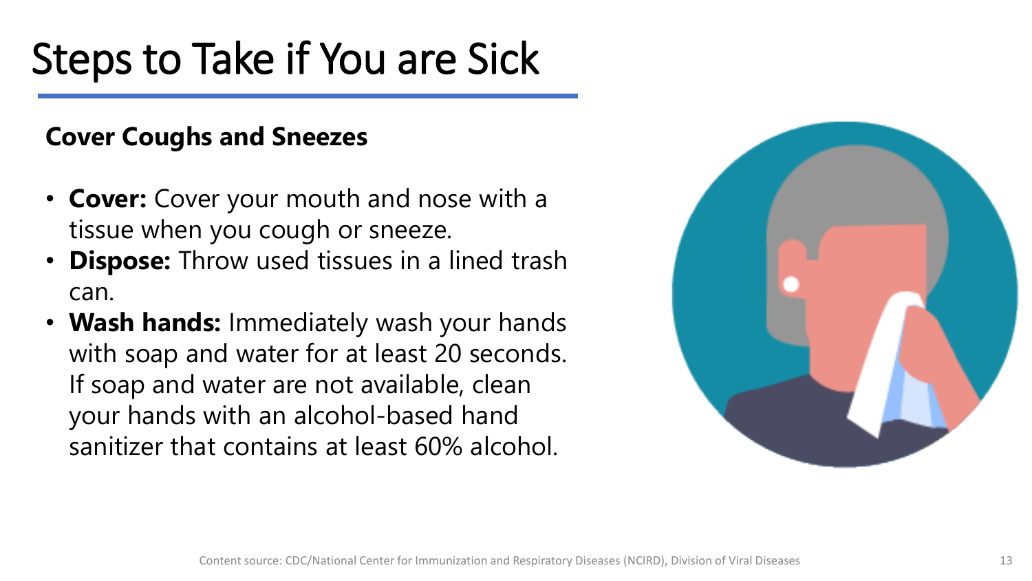# Steps to Take if You are Sick

**Cover Coughs and Sneezes**

- **Cover:** Cover your mouth and nose with a tissue when you cough or sneeze.
- **Dispose:** Throw used tissues in a lined trash can.
- **Wash hands:** Immediately wash your hands with soap and water for at least 20 seconds. If soap and water are not available, clean your hands with an alcohol-based hand sanitizer that contains at least 60% alcohol.

Content source: CDC/National Center for Immunization and Respiratory Diseases (NCIRD), Division of Viral Diseases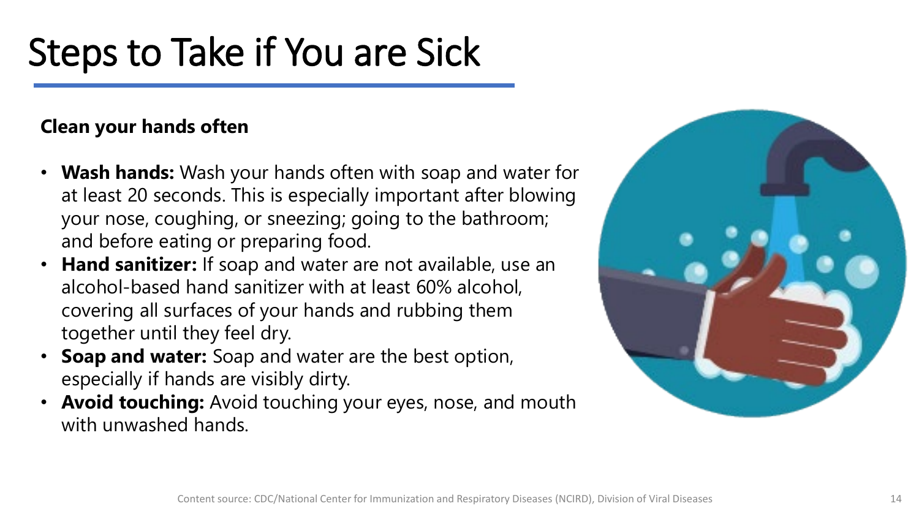# Steps to Take if You are Sick

**Clean your hands often**

- **Wash hands:** Wash your hands often with soap and water for at least 20 seconds. This is especially important after blowing your nose, coughing, or sneezing; going to the bathroom; and before eating or preparing food.
- **Hand sanitizer:** If soap and water are not available, use an alcohol-based hand sanitizer with at least 60% alcohol, covering all surfaces of your hands and rubbing them together until they feel dry.
- **Soap and water:** Soap and water are the best option, especially if hands are visibly dirty.
- **Avoid touching:** Avoid touching your eyes, nose, and mouth with unwashed hands.

Content source: CDC/National Center for Immunization and Respiratory Diseases (NCIRD), Division of Viral Diseases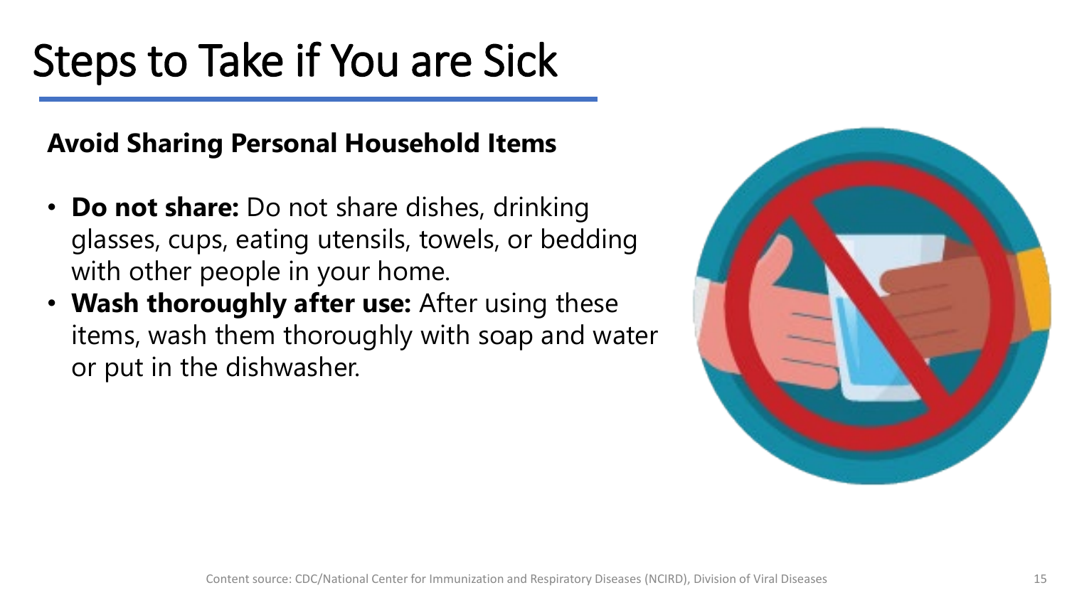# Steps to Take if You are Sick

**Avoid Sharing Personal Household Items**

- **Do not share:** Do not share dishes, drinking glasses, cups, eating utensils, towels, or bedding with other people in your home.
- **Wash thoroughly after use:** After using these items, wash them thoroughly with soap and water or put in the dishwasher.

Content source: CDC/National Center for Immunization and Respiratory Diseases (NCIRD), Division of Viral Diseases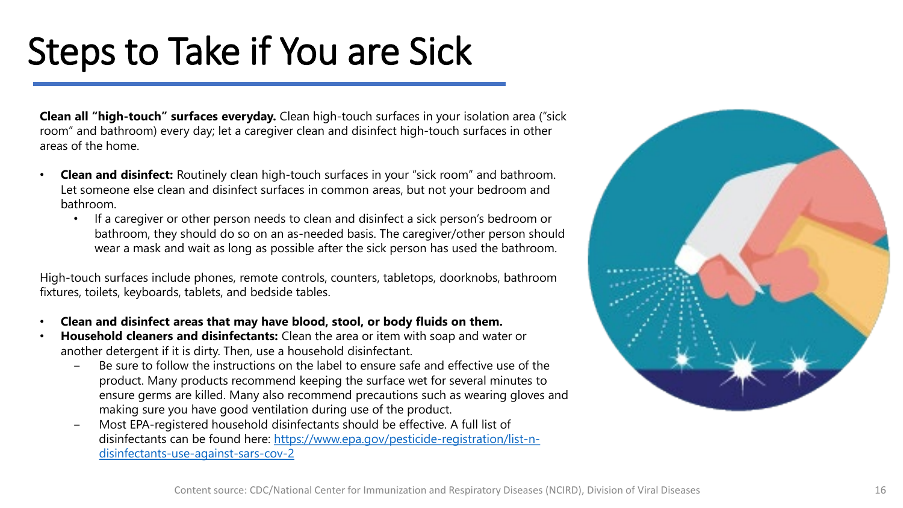# Steps to Take if You are Sick

**Clean all "high-touch" surfaces everyday.** Clean high-touch surfaces in your isolation area ("sick room" and bathroom) every day; let a caregiver clean and disinfect high-touch surfaces in other areas of the home.

- **Clean and disinfect:** Routinely clean high-touch surfaces in your "sick room" and bathroom. Let someone else clean and disinfect surfaces in common areas, but not your bedroom and bathroom.
  - If a caregiver or other person needs to clean and disinfect a sick person's bedroom or bathroom, they should do so on an as-needed basis. The caregiver/other person should wear a mask and wait as long as possible after the sick person has used the bathroom.

High-touch surfaces include phones, remote controls, counters, tabletops, doorknobs, bathroom fixtures, toilets, keyboards, tablets, and bedside tables.

- **Clean and disinfect areas that may have blood, stool, or body fluids on them.**
- **Household cleaners and disinfectants:** Clean the area or item with soap and water or another detergent if it is dirty. Then, use a household disinfectant.
  - Be sure to follow the instructions on the label to ensure safe and effective use of the product. Many products recommend keeping the surface wet for several minutes to ensure germs are killed. Many also recommend precautions such as wearing gloves and making sure you have good ventilation during use of the product.
  - Most EPA-registered household disinfectants should be effective. A full list of disinfectants can be found here: https://www.epa.gov/pesticide-registration/list-n-disinfectants-use-against-sars-cov-2

Content source: CDC/National Center for Immunization and Respiratory Diseases (NCIRD), Division of Viral Diseases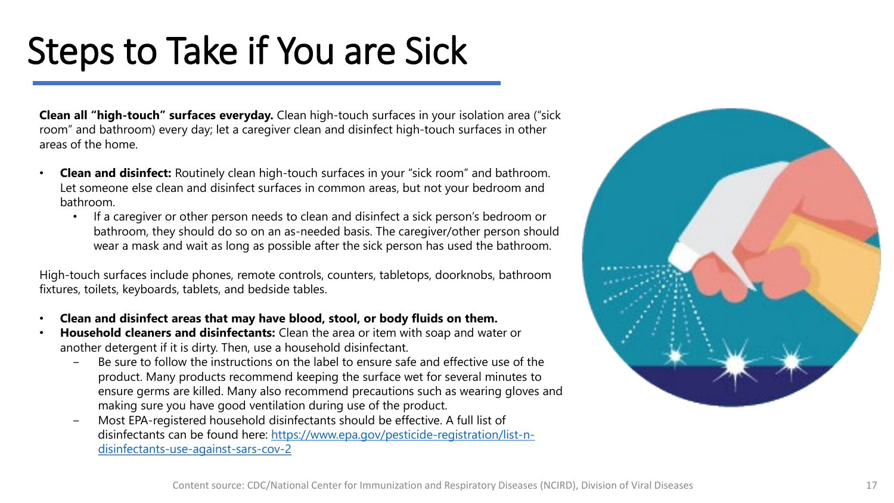# Steps to Take if You are Sick

**Clean all "high-touch" surfaces everyday.** Clean high-touch surfaces in your isolation area ("sick room" and bathroom) every day; let a caregiver clean and disinfect high-touch surfaces in other areas of the home.

- **Clean and disinfect:** Routinely clean high-touch surfaces in your "sick room" and bathroom. Let someone else clean and disinfect surfaces in common areas, but not your bedroom and bathroom.
  - If a caregiver or other person needs to clean and disinfect a sick person's bedroom or bathroom, they should do so on an as-needed basis. The caregiver/other person should wear a mask and wait as long as possible after the sick person has used the bathroom.

High-touch surfaces include phones, remote controls, counters, tabletops, doorknobs, bathroom fixtures, toilets, keyboards, tablets, and bedside tables.

- **Clean and disinfect areas that may have blood, stool, or body fluids on them.**
- **Household cleaners and disinfectants:** Clean the area or item with soap and water or another detergent if it is dirty. Then, use a household disinfectant.
  - Be sure to follow the instructions on the label to ensure safe and effective use of the product. Many products recommend keeping the surface wet for several minutes to ensure germs are killed. Many also recommend precautions such as wearing gloves and making sure you have good ventilation during use of the product.
  - Most EPA-registered household disinfectants should be effective. A full list of disinfectants can be found here: https://www.epa.gov/pesticide-registration/list-n-disinfectants-use-against-sars-cov-2

Content source: CDC/National Center for Immunization and Respiratory Diseases (NCIRD), Division of Viral Diseases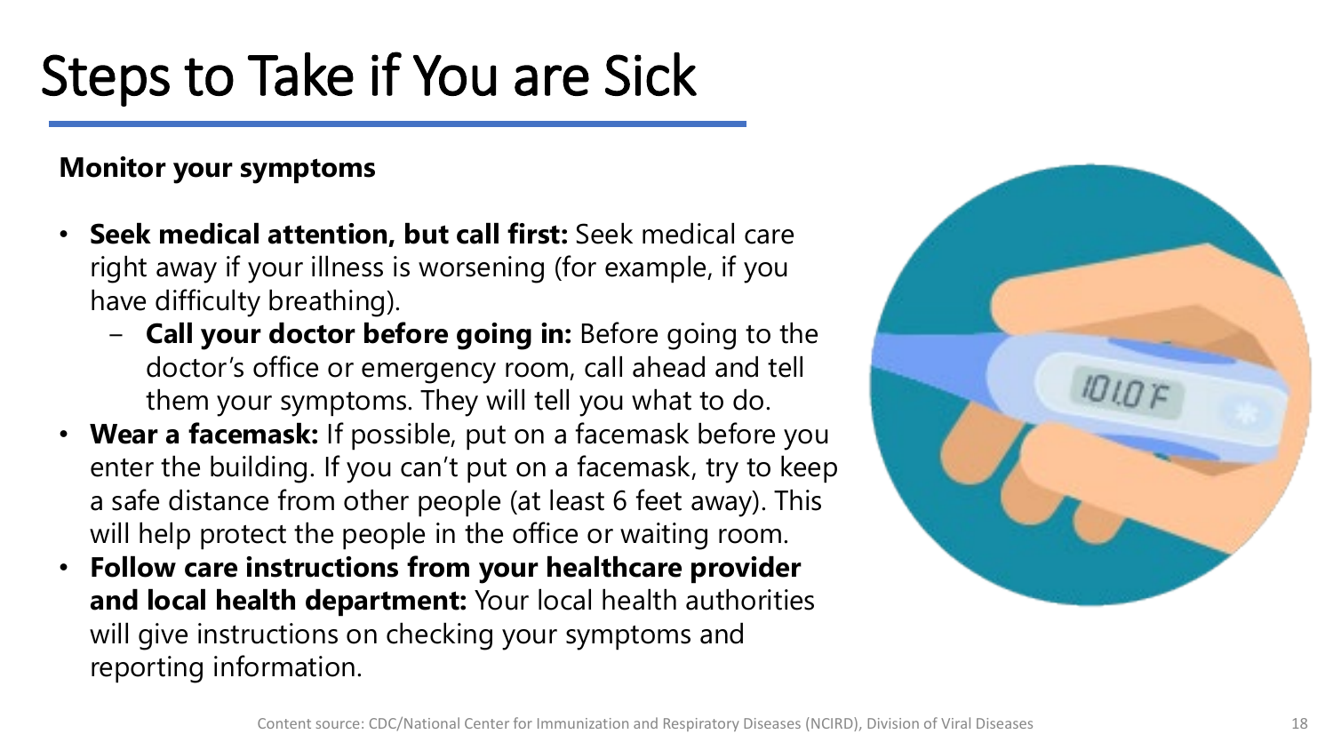# Steps to Take if You are Sick

**Monitor your symptoms**

- **Seek medical attention, but call first:** Seek medical care right away if your illness is worsening (for example, if you have difficulty breathing).
  - **Call your doctor before going in:** Before going to the doctor's office or emergency room, call ahead and tell them your symptoms. They will tell you what to do.
- **Wear a facemask:** If possible, put on a facemask before you enter the building. If you can't put on a facemask, try to keep a safe distance from other people (at least 6 feet away). This will help protect the people in the office or waiting room.
- **Follow care instructions from your healthcare provider and local health department:** Your local health authorities will give instructions on checking your symptoms and reporting information.

Content source: CDC/National Center for Immunization and Respiratory Diseases (NCIRD), Division of Viral Diseases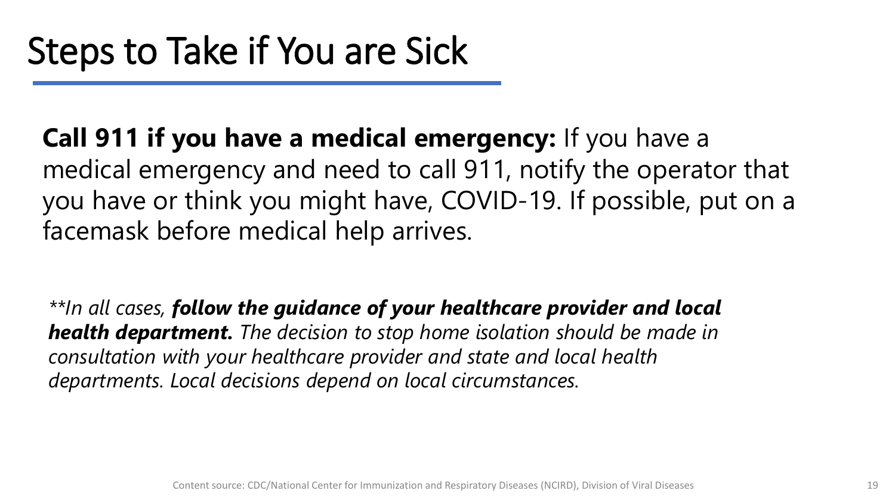# Steps to Take if You are Sick

**Call 911 if you have a medical emergency:** If you have a medical emergency and need to call 911, notify the operator that you have or think you might have, COVID-19. If possible, put on a facemask before medical help arrives.

*\*\*In all cases, **follow the guidance of your healthcare provider and local health department.** The decision to stop home isolation should be made in consultation with your healthcare provider and state and local health departments. Local decisions depend on local circumstances.*

Content source: CDC/National Center for Immunization and Respiratory Diseases (NCIRD), Division of Viral Diseases